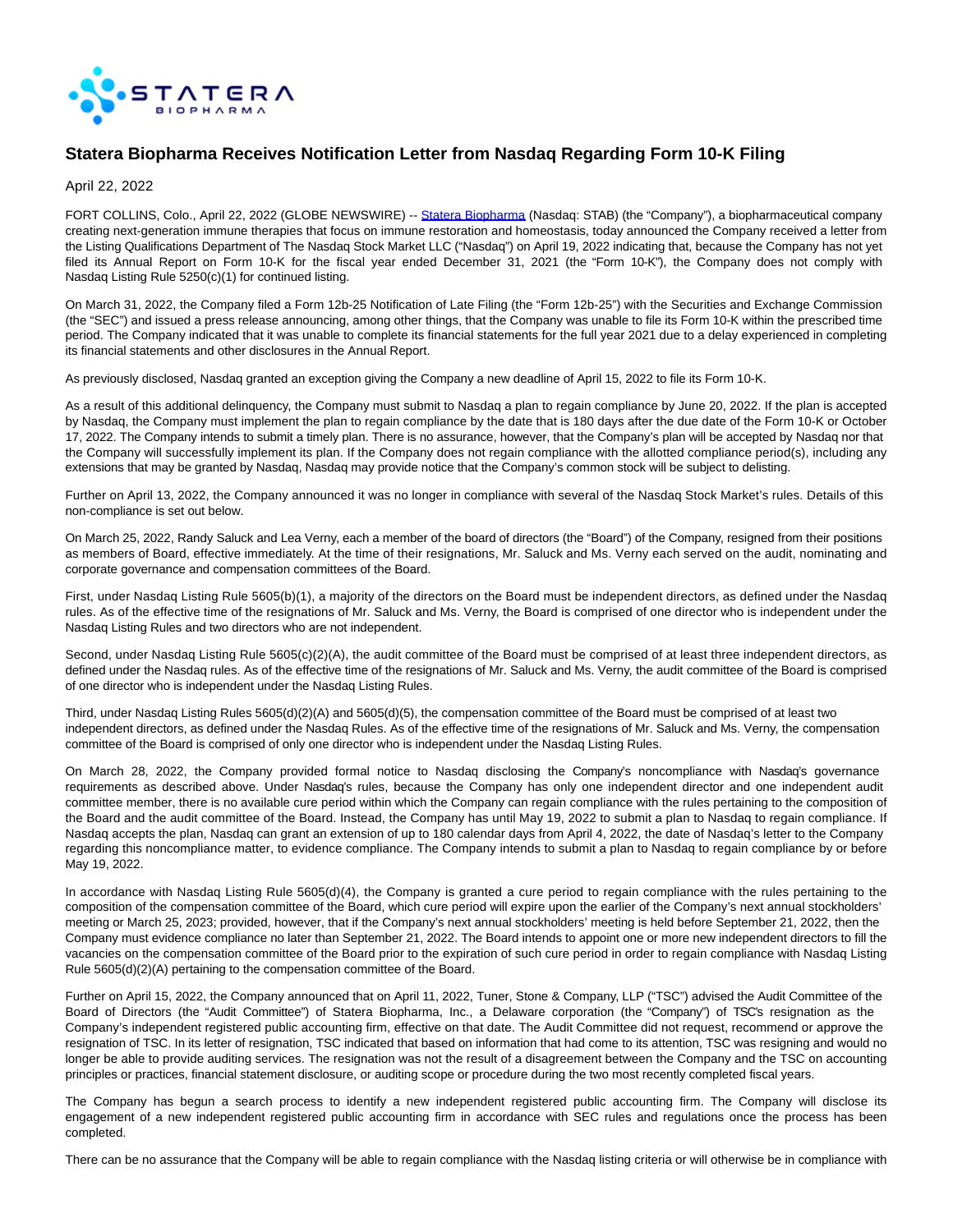# Statera Biopharma Receives Notification Letter from Nasdaq Regarding Form 10-K Filing

April 22, 2022

FORT COLLINS, Colo., April 22, 2022 (GLOBE NEWSWIRE) -- [Statera Biopharma](#) (Nasdaq: STAB) (the "Company"), a biopharmaceutical company creating next-generation immune therapies that focus on immune restoration and homeostasis, today announced the Company received a letter from the Listing Qualifications Department of The Nasdaq Stock Market LLC ("Nasdaq") on April 19, 2022 indicating that, because the Company has not yet filed its Annual Report on Form 10-K for the fiscal year ended December 31, 2021 (the "Form 10-K"), the Company does not comply with Nasdaq Listing Rule 5250(c)(1) for continued listing.

On March 31, 2022, the Company filed a Form 12b-25 Notification of Late Filing (the "Form 12b-25") with the Securities and Exchange Commission (the "SEC") and issued a press release announcing, among other things, that the Company was unable to file its Form 10-K within the prescribed time period. The Company indicated that it was unable to complete its financial statements for the full year 2021 due to a delay experienced in completing its financial statements and other disclosures in the Annual Report.

As previously disclosed, Nasdaq granted an exception giving the Company a new deadline of April 15, 2022 to file its Form 10-K.

As a result of this additional delinquency, the Company must submit to Nasdaq a plan to regain compliance by June 20, 2022. If the plan is accepted by Nasdaq, the Company must implement the plan to regain compliance by the date that is 180 days after the due date of the Form 10-K or October 17, 2022. The Company intends to submit a timely plan. There is no assurance, however, that the Company's plan will be accepted by Nasdaq nor that the Company will successfully implement its plan. If the Company does not regain compliance with the allotted compliance period(s), including any extensions that may be granted by Nasdaq, Nasdaq may provide notice that the Company's common stock will be subject to delisting.

Further on April 13, 2022, the Company announced it was no longer in compliance with several of the Nasdaq Stock Market's rules. Details of this non-compliance is set out below.

On March 25, 2022, Randy Saluck and Lea Verny, each a member of the board of directors (the "Board") of the Company, resigned from their positions as members of Board, effective immediately. At the time of their resignations, Mr. Saluck and Ms. Verny each served on the audit, nominating and corporate governance and compensation committees of the Board.

First, under Nasdaq Listing Rule 5605(b)(1), a majority of the directors on the Board must be independent directors, as defined under the Nasdaq rules. As of the effective time of the resignations of Mr. Saluck and Ms. Verny, the Board is comprised of one director who is independent under the Nasdaq Listing Rules and two directors who are not independent.

Second, under Nasdaq Listing Rule 5605(c)(2)(A), the audit committee of the Board must be comprised of at least three independent directors, as defined under the Nasdaq rules. As of the effective time of the resignations of Mr. Saluck and Ms. Verny, the audit committee of the Board is comprised of one director who is independent under the Nasdaq Listing Rules.

Third, under Nasdaq Listing Rules 5605(d)(2)(A) and 5605(d)(5), the compensation committee of the Board must be comprised of at least two independent directors, as defined under the Nasdaq Rules. As of the effective time of the resignations of Mr. Saluck and Ms. Verny, the compensation committee of the Board is comprised of only one director who is independent under the Nasdaq Listing Rules.

On March 28, 2022, the Company provided formal notice to Nasdaq disclosing the Company's noncompliance with Nasdaq's governance requirements as described above. Under Nasdaq's rules, because the Company has only one independent director and one independent audit committee member, there is no available cure period within which the Company can regain compliance with the rules pertaining to the composition of the Board and the audit committee of the Board. Instead, the Company has until May 19, 2022 to submit a plan to Nasdaq to regain compliance. If Nasdaq accepts the plan, Nasdaq can grant an extension of up to 180 calendar days from April 4, 2022, the date of Nasdaq's letter to the Company regarding this noncompliance matter, to evidence compliance. The Company intends to submit a plan to Nasdaq to regain compliance by or before May 19, 2022.

In accordance with Nasdaq Listing Rule 5605(d)(4), the Company is granted a cure period to regain compliance with the rules pertaining to the composition of the compensation committee of the Board, which cure period will expire upon the earlier of the Company's next annual stockholders' meeting or March 25, 2023; provided, however, that if the Company's next annual stockholders' meeting is held before September 21, 2022, then the Company must evidence compliance no later than September 21, 2022. The Board intends to appoint one or more new independent directors to fill the vacancies on the compensation committee of the Board prior to the expiration of such cure period in order to regain compliance with Nasdaq Listing Rule 5605(d)(2)(A) pertaining to the compensation committee of the Board.

Further on April 15, 2022, the Company announced that on April 11, 2022, Tuner, Stone & Company, LLP ("TSC") advised the Audit Committee of the Board of Directors (the "Audit Committee") of Statera Biopharma, Inc., a Delaware corporation (the "Company") of TSC's resignation as the Company's independent registered public accounting firm, effective on that date. The Audit Committee did not request, recommend or approve the resignation of TSC. In its letter of resignation, TSC indicated that based on information that had come to its attention, TSC was resigning and would no longer be able to provide auditing services. The resignation was not the result of a disagreement between the Company and the TSC on accounting principles or practices, financial statement disclosure, or auditing scope or procedure during the two most recently completed fiscal years.

The Company has begun a search process to identify a new independent registered public accounting firm. The Company will disclose its engagement of a new independent registered public accounting firm in accordance with SEC rules and regulations once the process has been completed.

There can be no assurance that the Company will be able to regain compliance with the Nasdaq listing criteria or will otherwise be in compliance with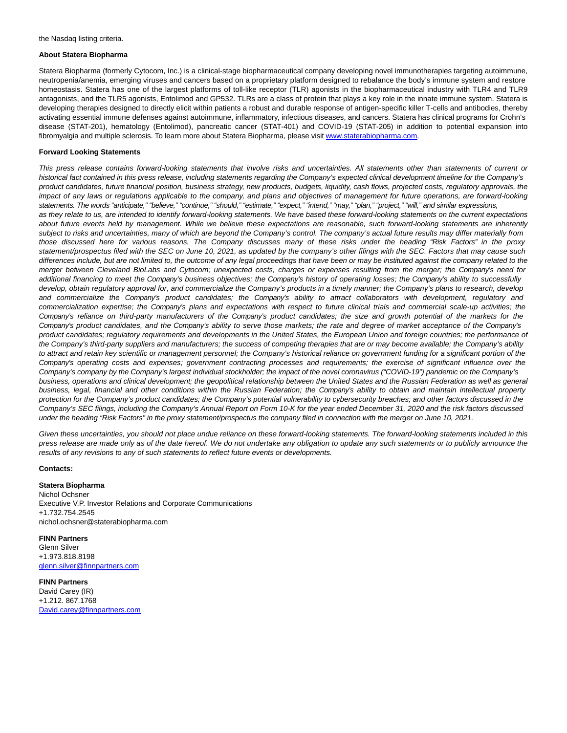the Nasdaq listing criteria.

**About Statera Biopharma**

Statera Biopharma (formerly Cytocom, Inc.) is a clinical-stage biopharmaceutical company developing novel immunotherapies targeting autoimmune, neutropenia/anemia, emerging viruses and cancers based on a proprietary platform designed to rebalance the body's immune system and restore homeostasis. Statera has one of the largest platforms of toll-like receptor (TLR) agonists in the biopharmaceutical industry with TLR4 and TLR9 antagonists, and the TLR5 agonists, Entolimod and GP532. TLRs are a class of protein that plays a key role in the innate immune system. Statera is developing therapies designed to directly elicit within patients a robust and durable response of antigen-specific killer T-cells and antibodies, thereby activating essential immune defenses against autoimmune, inflammatory, infectious diseases, and cancers. Statera has clinical programs for Crohn's disease (STAT-201), hematology (Entolimod), pancreatic cancer (STAT-401) and COVID-19 (STAT-205) in addition to potential expansion into fibromyalgia and multiple sclerosis. To learn more about Statera Biopharma, please visit [www.staterabiopharma.com](www.staterabiopharma.com).

**Forward Looking Statements**

*This press release contains forward-looking statements that involve risks and uncertainties. All statements other than statements of current or historical fact contained in this press release, including statements regarding the Company's expected clinical development timeline for the Company's product candidates, future financial position, business strategy, new products, budgets, liquidity, cash flows, projected costs, regulatory approvals, the impact of any laws or regulations applicable to the company, and plans and objectives of management for future operations, are forward-looking statements. The words "anticipate," "believe," "continue," "should," "estimate," "expect," "intend," "may," "plan," "project," "will," and similar expressions, as they relate to us, are intended to identify forward-looking statements. We have based these forward-looking statements on the current expectations about future events held by management. While we believe these expectations are reasonable, such forward-looking statements are inherently subject to risks and uncertainties, many of which are beyond the Company's control. The company's actual future results may differ materially from those discussed here for various reasons. The Company discusses many of these risks under the heading "Risk Factors" in the proxy statement/prospectus filed with the SEC on June 10, 2021, as updated by the company's other filings with the SEC. Factors that may cause such differences include, but are not limited to, the outcome of any legal proceedings that have been or may be instituted against the company related to the merger between Cleveland BioLabs and Cytocom; unexpected costs, charges or expenses resulting from the merger; the Company's need for additional financing to meet the Company's business objectives; the Company's history of operating losses; the Company's ability to successfully develop, obtain regulatory approval for, and commercialize the Company's products in a timely manner; the Company's plans to research, develop and commercialize the Company's product candidates; the Company's ability to attract collaborators with development, regulatory and commercialization expertise; the Company's plans and expectations with respect to future clinical trials and commercial scale-up activities; the Company's reliance on third-party manufacturers of the Company's product candidates; the size and growth potential of the markets for the Company's product candidates, and the Company's ability to serve those markets; the rate and degree of market acceptance of the Company's product candidates; regulatory requirements and developments in the United States, the European Union and foreign countries; the performance of the Company's third-party suppliers and manufacturers; the success of competing therapies that are or may become available; the Company's ability to attract and retain key scientific or management personnel; the Company's historical reliance on government funding for a significant portion of the Company's operating costs and expenses; government contracting processes and requirements; the exercise of significant influence over the Company's company by the Company's largest individual stockholder; the impact of the novel coronavirus ("COVID-19") pandemic on the Company's business, operations and clinical development; the geopolitical relationship between the United States and the Russian Federation as well as general business, legal, financial and other conditions within the Russian Federation; the Company's ability to obtain and maintain intellectual property protection for the Company's product candidates; the Company's potential vulnerability to cybersecurity breaches; and other factors discussed in the Company's SEC filings, including the Company's Annual Report on Form 10-K for the year ended December 31, 2020 and the risk factors discussed under the heading "Risk Factors" in the proxy statement/prospectus the company filed in connection with the merger on June 10, 2021.*

*Given these uncertainties, you should not place undue reliance on these forward-looking statements. The forward-looking statements included in this press release are made only as of the date hereof. We do not undertake any obligation to update any such statements or to publicly announce the results of any revisions to any of such statements to reflect future events or developments.*

**Contacts:**

**Statera Biopharma**
Nichol Ochsner
Executive V.P. Investor Relations and Corporate Communications
+1.732.754.2545
nichol.ochsner@staterabiopharma.com

**FINN Partners**
Glenn Silver
+1.973.818.8198
[glenn.silver@finnpartners.com](mailto:glenn.silver@finnpartners.com)

**FINN Partners**
David Carey (IR)
+1.212. 867.1768
[David.carey@finnpartners.com](mailto:David.carey@finnpartners.com)